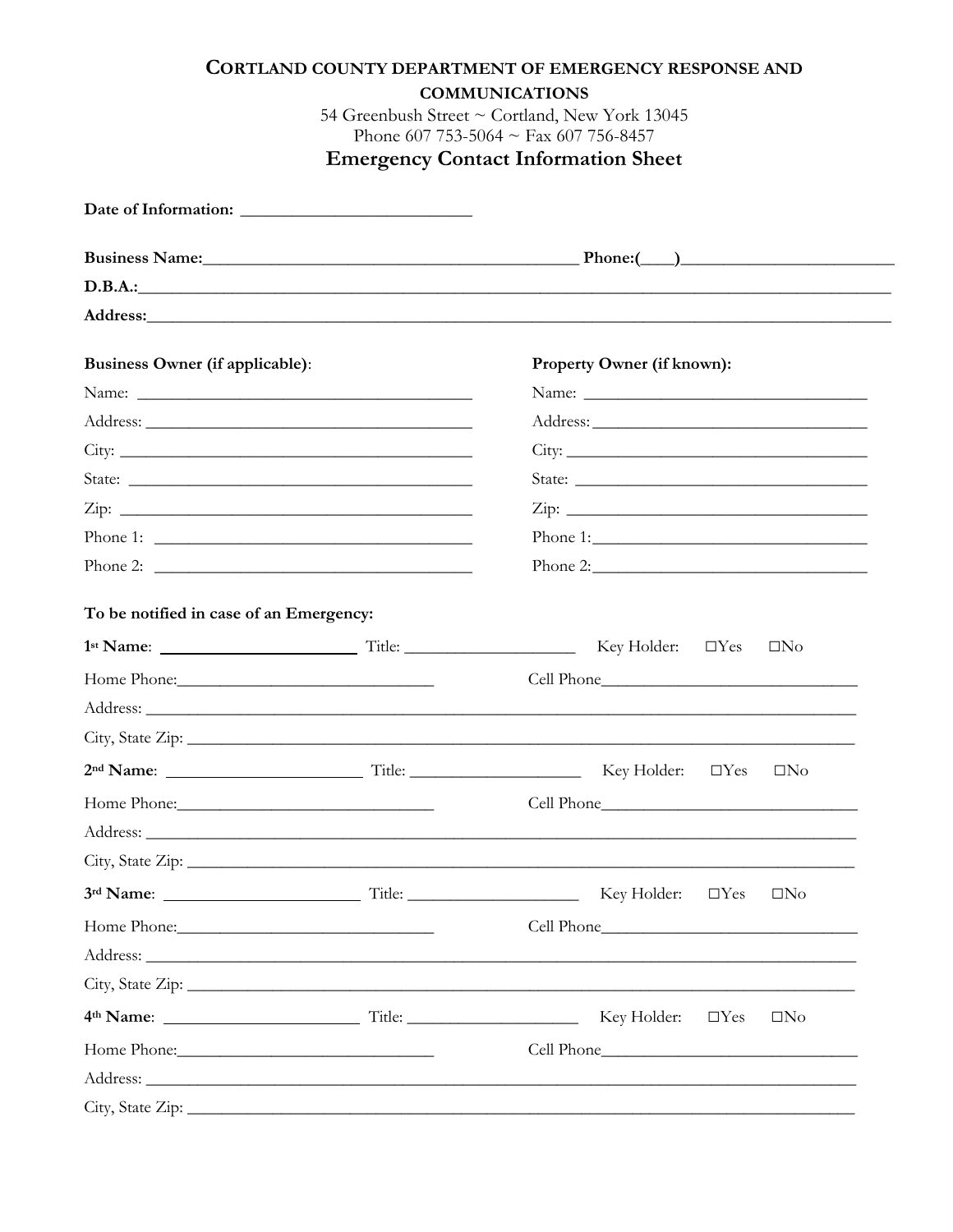# CORTLAND COUNTY DEPARTMENT OF EMERGENCY RESPONSE AND COMMUNICATIONS

54 Greenbush Street ~ Cortland, New York 13045
Phone 607 753-5064 ~ Fax 607 756-8457

## Emergency Contact Information Sheet

**Date of Information:** ___________________________

**Business Name:**_____________________________________________ **Phone:(____)**_________________________

**D.B.A.:**_______________________________________________________________________________________

**Address:**_____________________________________________________________________________________

**Business Owner (if applicable):**

Name: ________________________________________

Address: ______________________________________

City: _________________________________________

State: ________________________________________

Zip: __________________________________________

Phone 1: ______________________________________

Phone 2: ______________________________________

**Property Owner (if known):**

Name: ________________________________

Address: ______________________________

City: _________________________________

State: ________________________________

Zip: __________________________________

Phone 1: ______________________________

Phone 2: ______________________________

**To be notified in case of an Emergency:**

**1st Name**: ________________________ Title: ____________________ Key Holder: ☐Yes ☐No

Home Phone:______________________________ Cell Phone______________________________

Address: _________________________________________________________________________________

City, State Zip: ____________________________________________________________________________

**2nd Name**: ________________________ Title: ____________________ Key Holder: ☐Yes ☐No

Home Phone:______________________________ Cell Phone______________________________

Address: _________________________________________________________________________________

City, State Zip: ____________________________________________________________________________

**3rd Name**: ________________________ Title: ____________________ Key Holder: ☐Yes ☐No

Home Phone:______________________________ Cell Phone______________________________

Address: _________________________________________________________________________________

City, State Zip: ____________________________________________________________________________

**4th Name**: ________________________ Title: ____________________ Key Holder: ☐Yes ☐No

Home Phone:______________________________ Cell Phone______________________________

Address: _________________________________________________________________________________

City, State Zip: ____________________________________________________________________________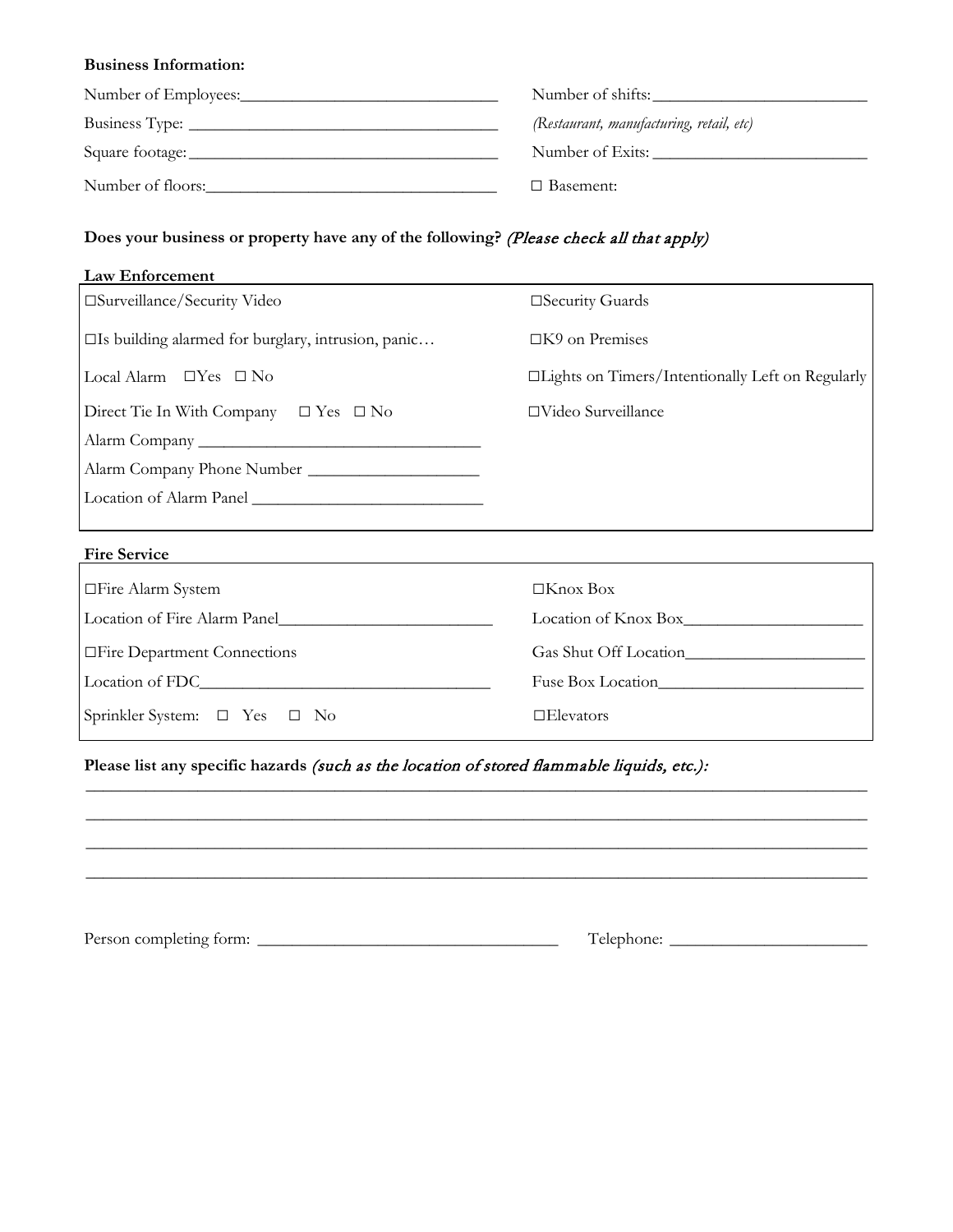**Business Information:**

Number of Employees:______________________________ Number of shifts:_________________________

Business Type: ____________________________________ *(Restaurant, manufacturing, retail, etc)*

Square footage:____________________________________ Number of Exits: _________________________

Number of floors:_________________________________ ☐ Basement:

**Does your business or property have any of the following?** *(Please check all that apply)*

**Law Enforcement**

| | |
|---|---|
| ☐Surveillance/Security Video | ☐Security Guards |
| ☐Is building alarmed for burglary, intrusion, panic… | ☐K9 on Premises |
| Local Alarm ☐Yes ☐No | ☐Lights on Timers/Intentionally Left on Regularly |
| Direct Tie In With Company ☐ Yes ☐ No | ☐Video Surveillance |
| Alarm Company _________________________________ | |
| Alarm Company Phone Number ____________________ | |
| Location of Alarm Panel ___________________________ | |

**Fire Service**

| | |
|---|---|
| ☐Fire Alarm System | ☐Knox Box |
| Location of Fire Alarm Panel_________________________ | Location of Knox Box_____________________ |
| ☐Fire Department Connections | Gas Shut Off Location_____________________ |
| Location of FDC__________________________________ | Fuse Box Location________________________ |
| Sprinkler System: ☐ Yes ☐ No | ☐Elevators |

**Please list any specific hazards** *(such as the location of stored flammable liquids, etc.):*

_____________________________________________________________________________________________

_____________________________________________________________________________________________

_____________________________________________________________________________________________

_____________________________________________________________________________________________

Person completing form: ___________________________________ Telephone: _______________________